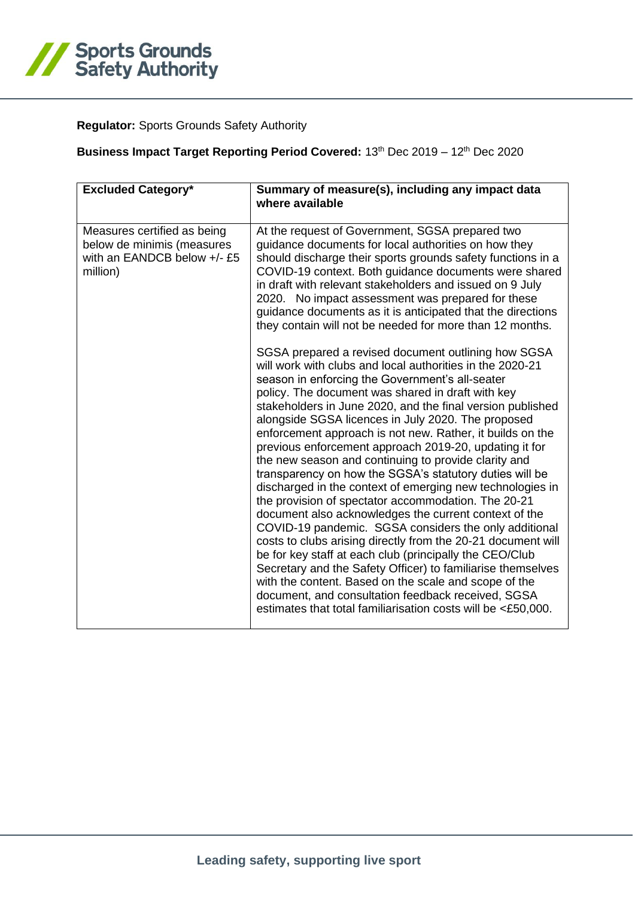**Regulator:** Sports Grounds Safety Authority

**Business Impact Target Reporting Period Covered:** 13th Dec 2019 – 12th Dec 2020

| **Excluded Category*** | **Summary of measure(s), including any impact data where available** |
| --- | --- |
| Measures certified as being below de minimis (measures with an EANDCB below +/- £5 million) | At the request of Government, SGSA prepared two guidance documents for local authorities on how they should discharge their sports grounds safety functions in a COVID-19 context. Both guidance documents were shared in draft with relevant stakeholders and issued on 9 July 2020. No impact assessment was prepared for these guidance documents as it is anticipated that the directions they contain will not be needed for more than 12 months.<br><br>SGSA prepared a revised document outlining how SGSA will work with clubs and local authorities in the 2020-21 season in enforcing the Government's all-seater policy. The document was shared in draft with key stakeholders in June 2020, and the final version published alongside SGSA licences in July 2020. The proposed enforcement approach is not new. Rather, it builds on the previous enforcement approach 2019-20, updating it for the new season and continuing to provide clarity and transparency on how the SGSA's statutory duties will be discharged in the context of emerging new technologies in the provision of spectator accommodation. The 20-21 document also acknowledges the current context of the COVID-19 pandemic. SGSA considers the only additional costs to clubs arising directly from the 20-21 document will be for key staff at each club (principally the CEO/Club Secretary and the Safety Officer) to familiarise themselves with the content. Based on the scale and scope of the document, and consultation feedback received, SGSA estimates that total familiarisation costs will be <£50,000. |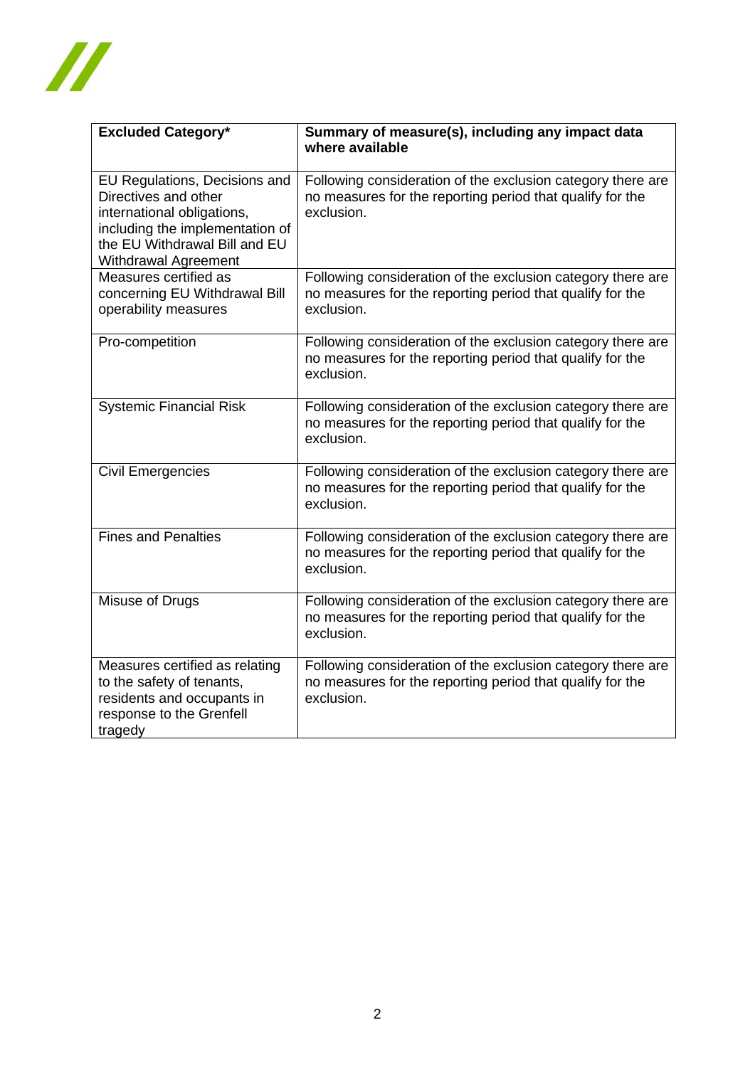| **Excluded Category*** | **Summary of measure(s), including any impact data where available** |
| --- | --- |
| EU Regulations, Decisions and Directives and other international obligations, including the implementation of the EU Withdrawal Bill and EU Withdrawal Agreement | Following consideration of the exclusion category there are no measures for the reporting period that qualify for the exclusion. |
| Measures certified as concerning EU Withdrawal Bill operability measures | Following consideration of the exclusion category there are no measures for the reporting period that qualify for the exclusion. |
| Pro-competition | Following consideration of the exclusion category there are no measures for the reporting period that qualify for the exclusion. |
| Systemic Financial Risk | Following consideration of the exclusion category there are no measures for the reporting period that qualify for the exclusion. |
| Civil Emergencies | Following consideration of the exclusion category there are no measures for the reporting period that qualify for the exclusion. |
| Fines and Penalties | Following consideration of the exclusion category there are no measures for the reporting period that qualify for the exclusion. |
| Misuse of Drugs | Following consideration of the exclusion category there are no measures for the reporting period that qualify for the exclusion. |
| Measures certified as relating to the safety of tenants, residents and occupants in response to the Grenfell tragedy | Following consideration of the exclusion category there are no measures for the reporting period that qualify for the exclusion. |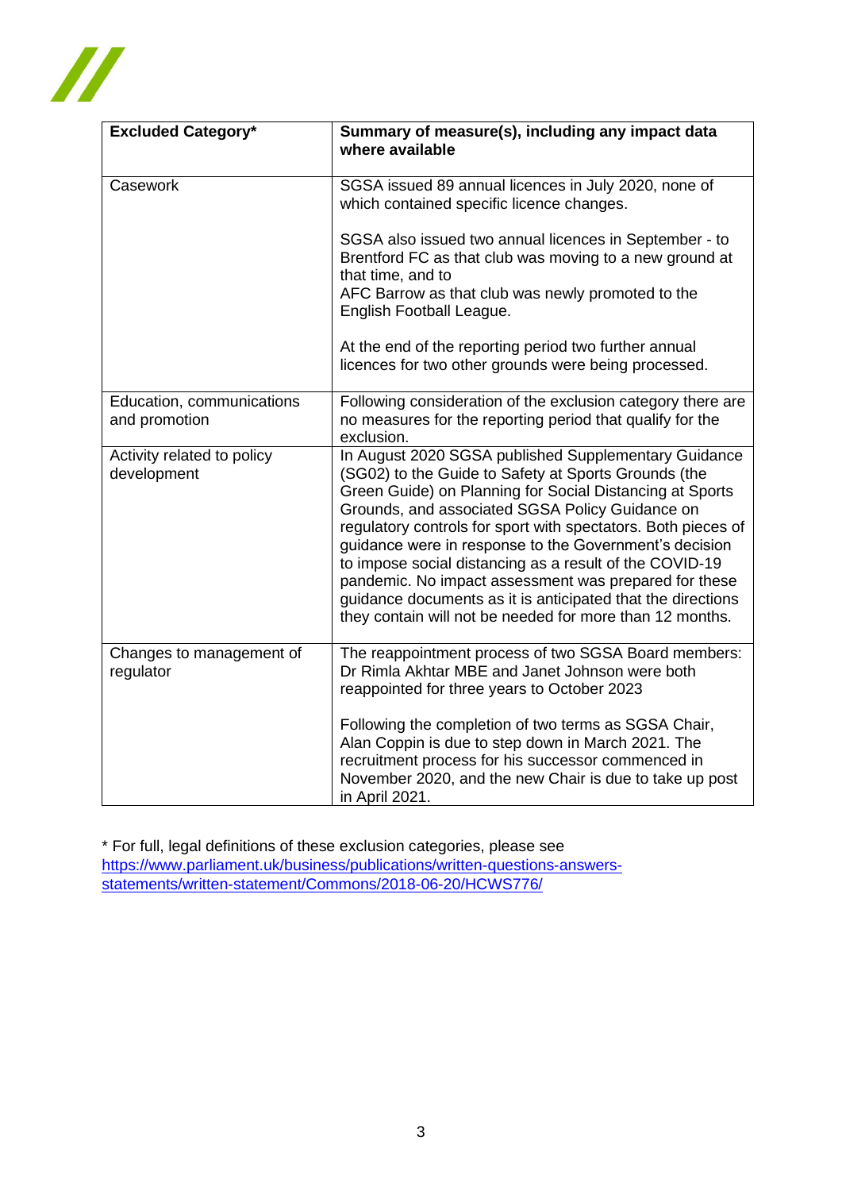| Excluded Category* | Summary of measure(s), including any impact data where available |
| --- | --- |
| Casework | SGSA issued 89 annual licences in July 2020, none of which contained specific licence changes.<br><br>SGSA also issued two annual licences in September - to Brentford FC as that club was moving to a new ground at that time, and to AFC Barrow as that club was newly promoted to the English Football League.<br><br>At the end of the reporting period two further annual licences for two other grounds were being processed. |
| Education, communications and promotion | Following consideration of the exclusion category there are no measures for the reporting period that qualify for the exclusion. |
| Activity related to policy development | In August 2020 SGSA published Supplementary Guidance (SG02) to the Guide to Safety at Sports Grounds (the Green Guide) on Planning for Social Distancing at Sports Grounds, and associated SGSA Policy Guidance on regulatory controls for sport with spectators. Both pieces of guidance were in response to the Government's decision to impose social distancing as a result of the COVID-19 pandemic. No impact assessment was prepared for these guidance documents as it is anticipated that the directions they contain will not be needed for more than 12 months. |
| Changes to management of regulator | The reappointment process of two SGSA Board members: Dr Rimla Akhtar MBE and Janet Johnson were both reappointed for three years to October 2023<br><br>Following the completion of two terms as SGSA Chair, Alan Coppin is due to step down in March 2021. The recruitment process for his successor commenced in November 2020, and the new Chair is due to take up post in April 2021. |

* For full, legal definitions of these exclusion categories, please see https://www.parliament.uk/business/publications/written-questions-answers-statements/written-statement/Commons/2018-06-20/HCWS776/